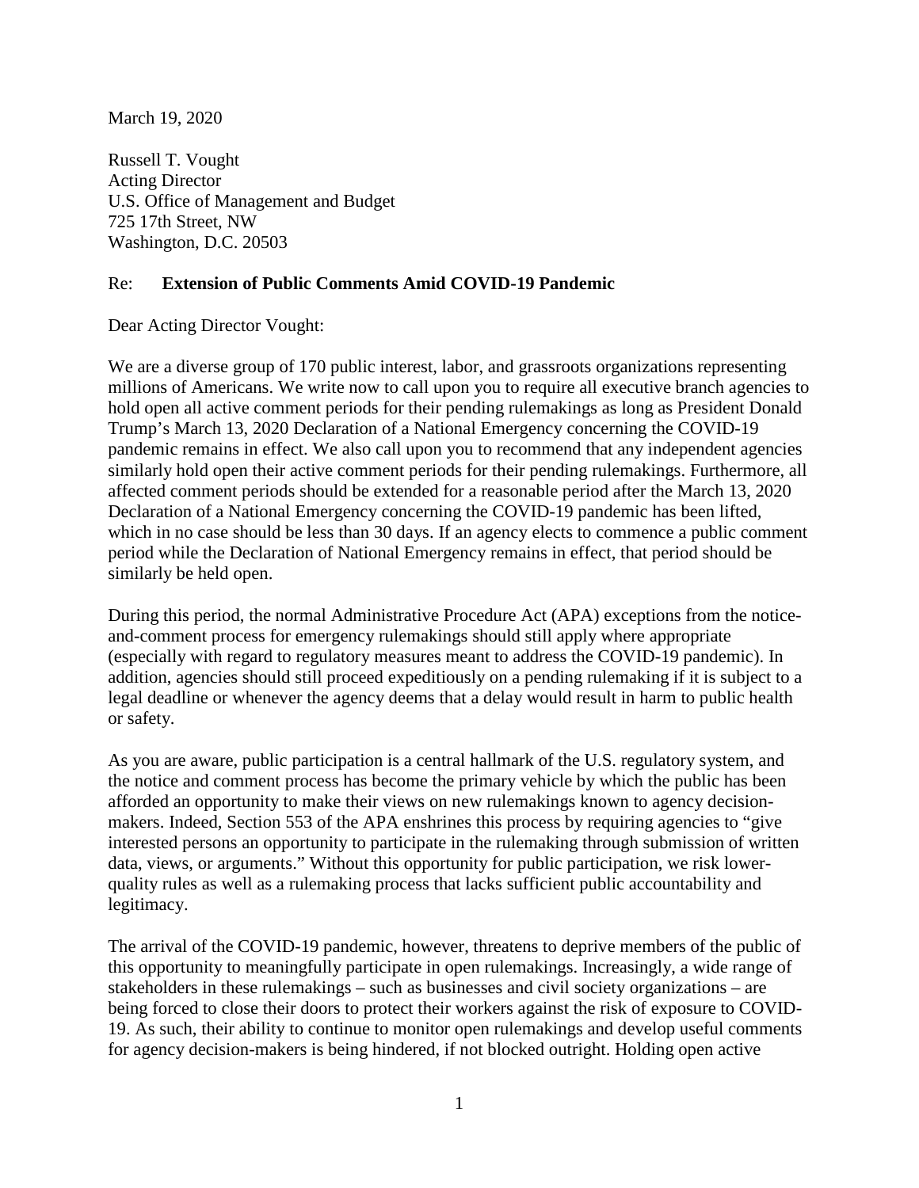March 19, 2020

Russell T. Vought
Acting Director
U.S. Office of Management and Budget
725 17th Street, NW
Washington, D.C. 20503

Re: **Extension of Public Comments Amid COVID-19 Pandemic**

Dear Acting Director Vought:

We are a diverse group of 170 public interest, labor, and grassroots organizations representing millions of Americans. We write now to call upon you to require all executive branch agencies to hold open all active comment periods for their pending rulemakings as long as President Donald Trump's March 13, 2020 Declaration of a National Emergency concerning the COVID-19 pandemic remains in effect. We also call upon you to recommend that any independent agencies similarly hold open their active comment periods for their pending rulemakings. Furthermore, all affected comment periods should be extended for a reasonable period after the March 13, 2020 Declaration of a National Emergency concerning the COVID-19 pandemic has been lifted, which in no case should be less than 30 days. If an agency elects to commence a public comment period while the Declaration of National Emergency remains in effect, that period should be similarly be held open.

During this period, the normal Administrative Procedure Act (APA) exceptions from the notice-and-comment process for emergency rulemakings should still apply where appropriate (especially with regard to regulatory measures meant to address the COVID-19 pandemic). In addition, agencies should still proceed expeditiously on a pending rulemaking if it is subject to a legal deadline or whenever the agency deems that a delay would result in harm to public health or safety.

As you are aware, public participation is a central hallmark of the U.S. regulatory system, and the notice and comment process has become the primary vehicle by which the public has been afforded an opportunity to make their views on new rulemakings known to agency decision-makers. Indeed, Section 553 of the APA enshrines this process by requiring agencies to "give interested persons an opportunity to participate in the rulemaking through submission of written data, views, or arguments." Without this opportunity for public participation, we risk lower-quality rules as well as a rulemaking process that lacks sufficient public accountability and legitimacy.

The arrival of the COVID-19 pandemic, however, threatens to deprive members of the public of this opportunity to meaningfully participate in open rulemakings. Increasingly, a wide range of stakeholders in these rulemakings – such as businesses and civil society organizations – are being forced to close their doors to protect their workers against the risk of exposure to COVID-19. As such, their ability to continue to monitor open rulemakings and develop useful comments for agency decision-makers is being hindered, if not blocked outright. Holding open active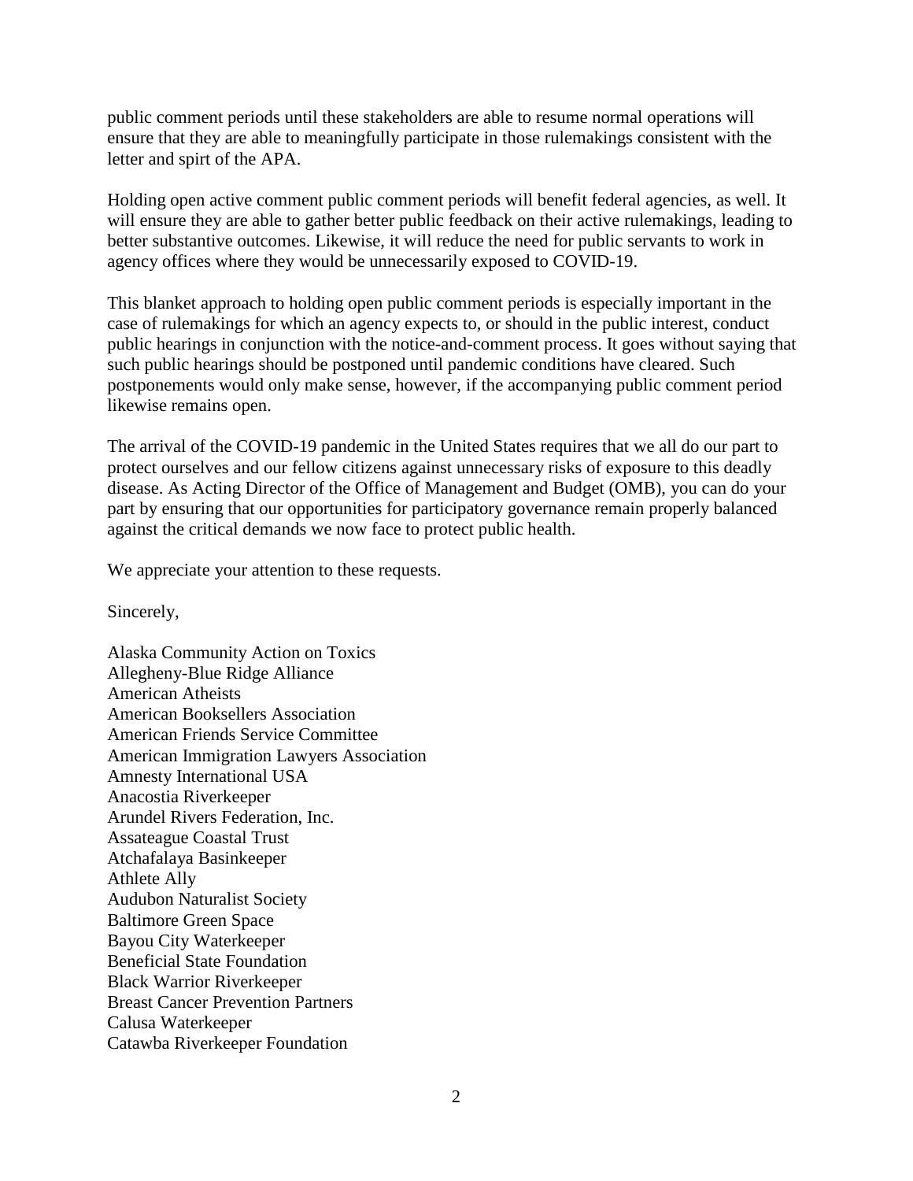public comment periods until these stakeholders are able to resume normal operations will ensure that they are able to meaningfully participate in those rulemakings consistent with the letter and spirt of the APA.

Holding open active comment public comment periods will benefit federal agencies, as well. It will ensure they are able to gather better public feedback on their active rulemakings, leading to better substantive outcomes. Likewise, it will reduce the need for public servants to work in agency offices where they would be unnecessarily exposed to COVID-19.

This blanket approach to holding open public comment periods is especially important in the case of rulemakings for which an agency expects to, or should in the public interest, conduct public hearings in conjunction with the notice-and-comment process. It goes without saying that such public hearings should be postponed until pandemic conditions have cleared. Such postponements would only make sense, however, if the accompanying public comment period likewise remains open.

The arrival of the COVID-19 pandemic in the United States requires that we all do our part to protect ourselves and our fellow citizens against unnecessary risks of exposure to this deadly disease. As Acting Director of the Office of Management and Budget (OMB), you can do your part by ensuring that our opportunities for participatory governance remain properly balanced against the critical demands we now face to protect public health.

We appreciate your attention to these requests.

Sincerely,

Alaska Community Action on Toxics
Allegheny-Blue Ridge Alliance
American Atheists
American Booksellers Association
American Friends Service Committee
American Immigration Lawyers Association
Amnesty International USA
Anacostia Riverkeeper
Arundel Rivers Federation, Inc.
Assateague Coastal Trust
Atchafalaya Basinkeeper
Athlete Ally
Audubon Naturalist Society
Baltimore Green Space
Bayou City Waterkeeper
Beneficial State Foundation
Black Warrior Riverkeeper
Breast Cancer Prevention Partners
Calusa Waterkeeper
Catawba Riverkeeper Foundation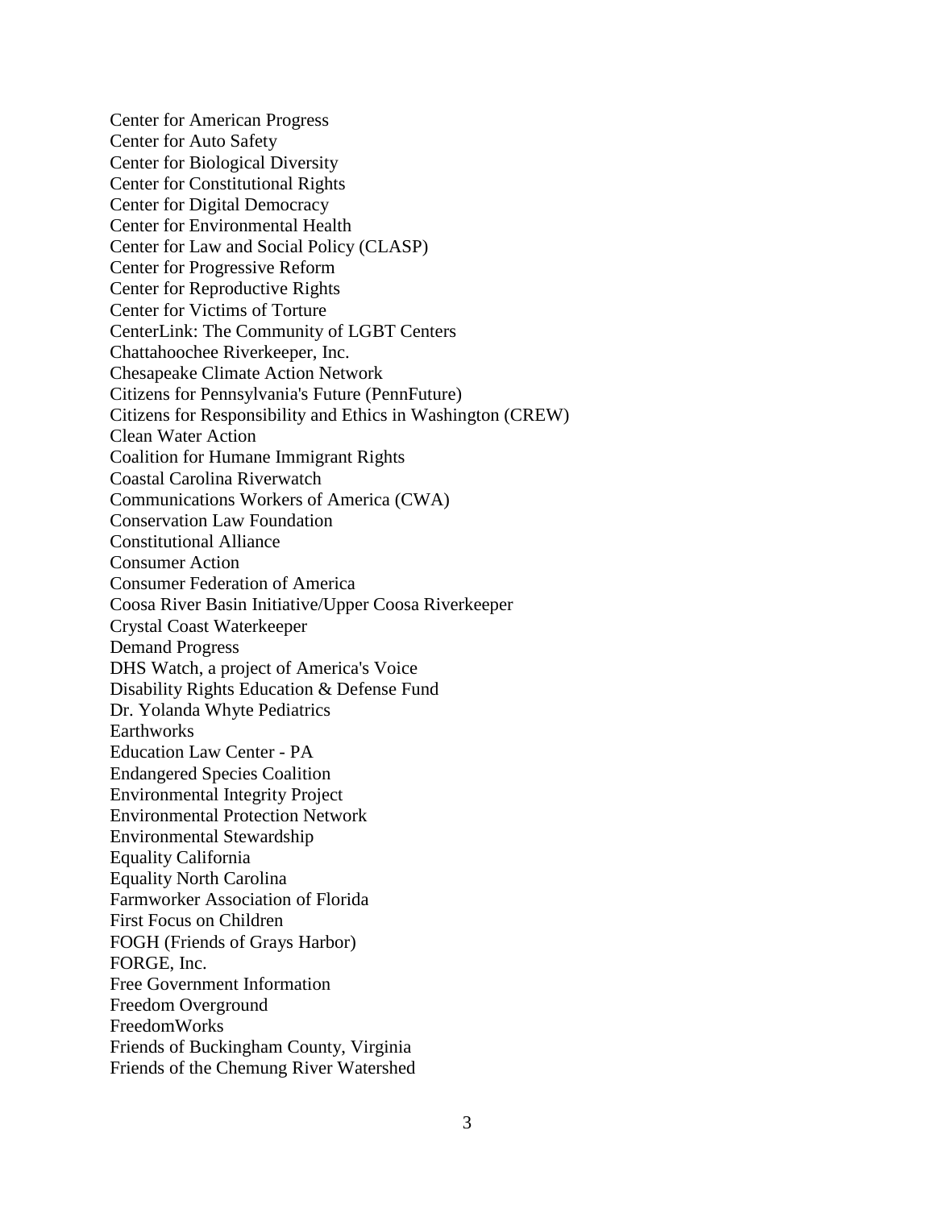Center for American Progress
Center for Auto Safety
Center for Biological Diversity
Center for Constitutional Rights
Center for Digital Democracy
Center for Environmental Health
Center for Law and Social Policy (CLASP)
Center for Progressive Reform
Center for Reproductive Rights
Center for Victims of Torture
CenterLink: The Community of LGBT Centers
Chattahoochee Riverkeeper, Inc.
Chesapeake Climate Action Network
Citizens for Pennsylvania's Future (PennFuture)
Citizens for Responsibility and Ethics in Washington (CREW)
Clean Water Action
Coalition for Humane Immigrant Rights
Coastal Carolina Riverwatch
Communications Workers of America (CWA)
Conservation Law Foundation
Constitutional Alliance
Consumer Action
Consumer Federation of America
Coosa River Basin Initiative/Upper Coosa Riverkeeper
Crystal Coast Waterkeeper
Demand Progress
DHS Watch, a project of America's Voice
Disability Rights Education & Defense Fund
Dr. Yolanda Whyte Pediatrics
Earthworks
Education Law Center - PA
Endangered Species Coalition
Environmental Integrity Project
Environmental Protection Network
Environmental Stewardship
Equality California
Equality North Carolina
Farmworker Association of Florida
First Focus on Children
FOGH (Friends of Grays Harbor)
FORGE, Inc.
Free Government Information
Freedom Overground
FreedomWorks
Friends of Buckingham County, Virginia
Friends of the Chemung River Watershed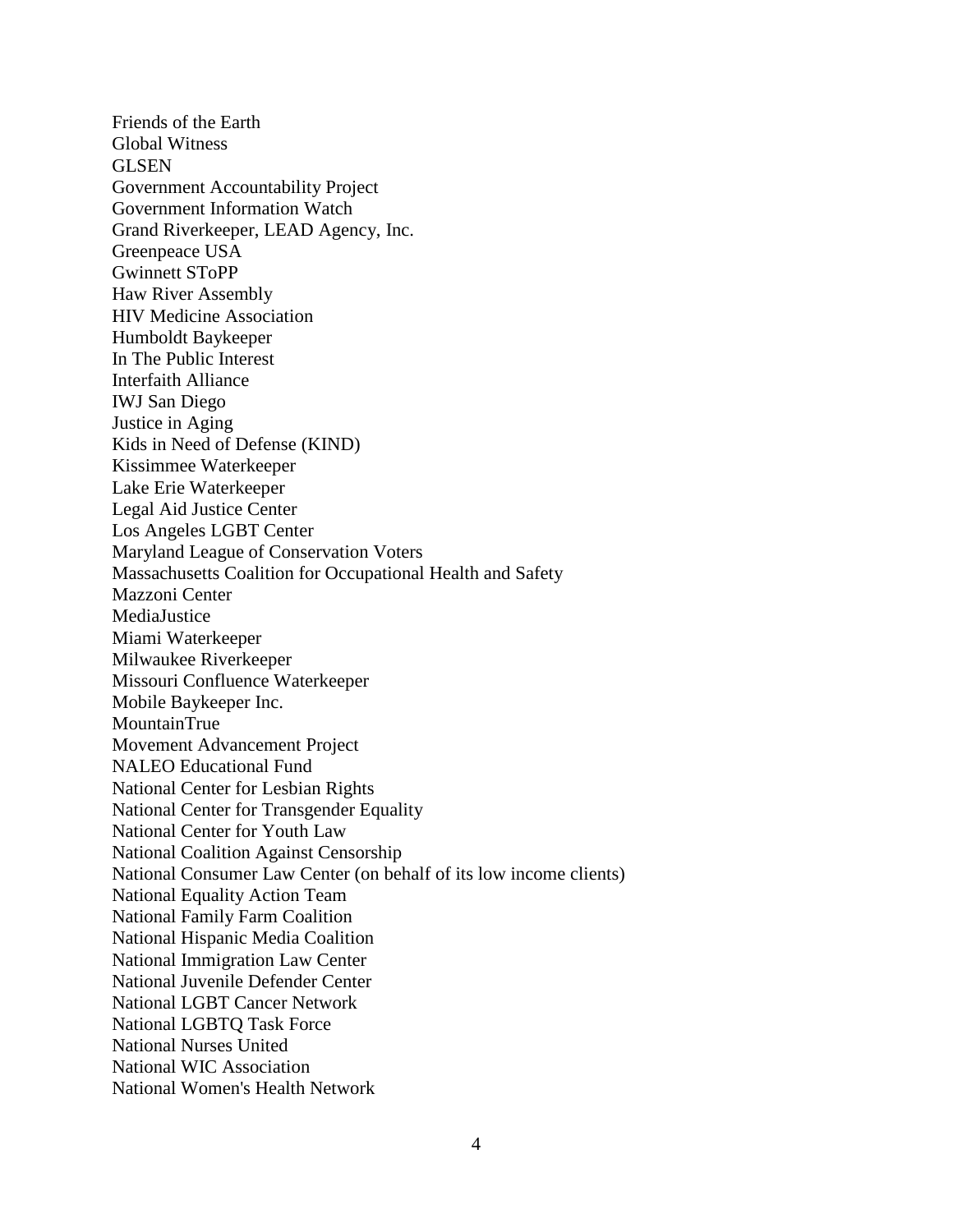Friends of the Earth
Global Witness
GLSEN
Government Accountability Project
Government Information Watch
Grand Riverkeeper, LEAD Agency, Inc.
Greenpeace USA
Gwinnett SToPP
Haw River Assembly
HIV Medicine Association
Humboldt Baykeeper
In The Public Interest
Interfaith Alliance
IWJ San Diego
Justice in Aging
Kids in Need of Defense (KIND)
Kissimmee Waterkeeper
Lake Erie Waterkeeper
Legal Aid Justice Center
Los Angeles LGBT Center
Maryland League of Conservation Voters
Massachusetts Coalition for Occupational Health and Safety
Mazzoni Center
MediaJustice
Miami Waterkeeper
Milwaukee Riverkeeper
Missouri Confluence Waterkeeper
Mobile Baykeeper Inc.
MountainTrue
Movement Advancement Project
NALEO Educational Fund
National Center for Lesbian Rights
National Center for Transgender Equality
National Center for Youth Law
National Coalition Against Censorship
National Consumer Law Center (on behalf of its low income clients)
National Equality Action Team
National Family Farm Coalition
National Hispanic Media Coalition
National Immigration Law Center
National Juvenile Defender Center
National LGBT Cancer Network
National LGBTQ Task Force
National Nurses United
National WIC Association
National Women's Health Network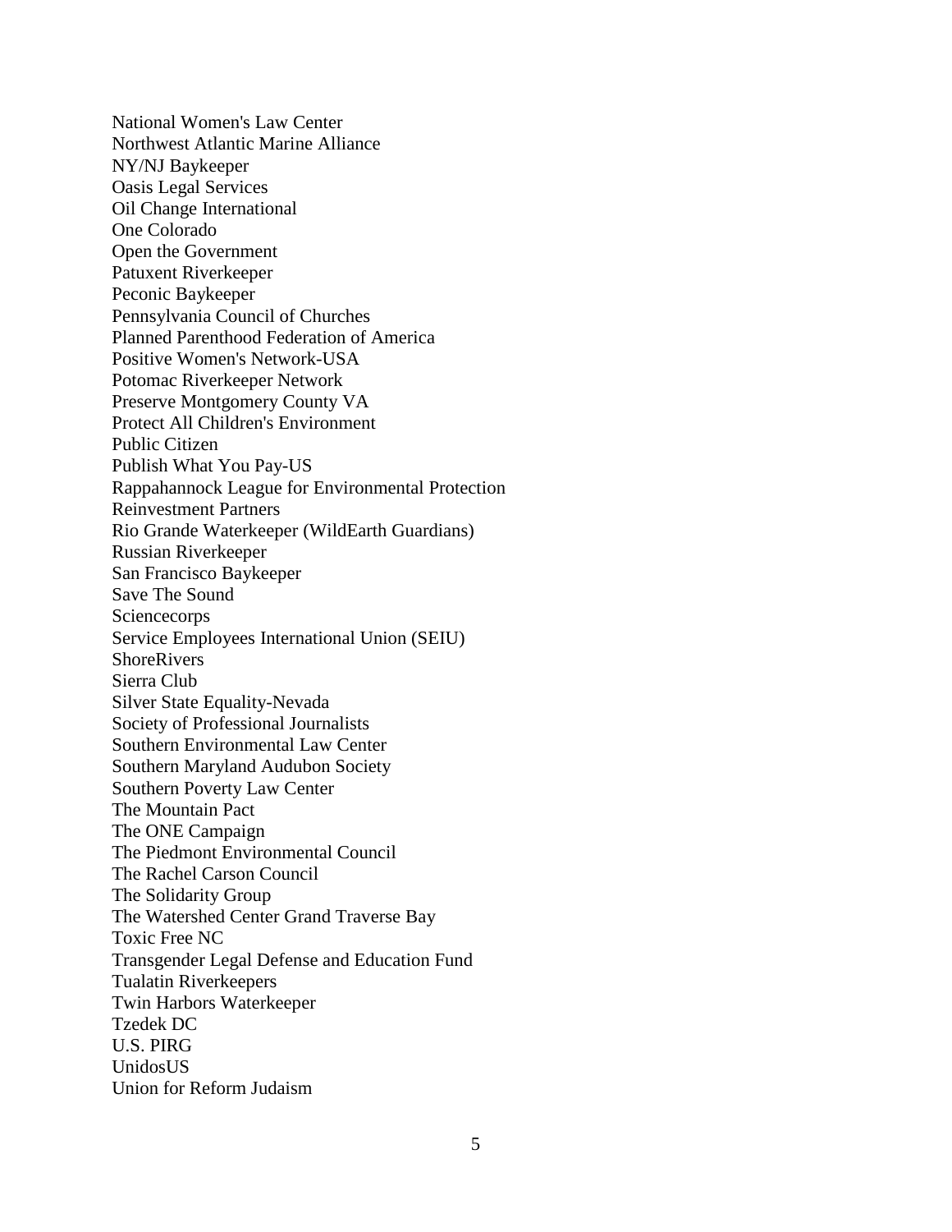National Women's Law Center
Northwest Atlantic Marine Alliance
NY/NJ Baykeeper
Oasis Legal Services
Oil Change International
One Colorado
Open the Government
Patuxent Riverkeeper
Peconic Baykeeper
Pennsylvania Council of Churches
Planned Parenthood Federation of America
Positive Women's Network-USA
Potomac Riverkeeper Network
Preserve Montgomery County VA
Protect All Children's Environment
Public Citizen
Publish What You Pay-US
Rappahannock League for Environmental Protection
Reinvestment Partners
Rio Grande Waterkeeper (WildEarth Guardians)
Russian Riverkeeper
San Francisco Baykeeper
Save The Sound
Sciencecorps
Service Employees International Union (SEIU)
ShoreRivers
Sierra Club
Silver State Equality-Nevada
Society of Professional Journalists
Southern Environmental Law Center
Southern Maryland Audubon Society
Southern Poverty Law Center
The Mountain Pact
The ONE Campaign
The Piedmont Environmental Council
The Rachel Carson Council
The Solidarity Group
The Watershed Center Grand Traverse Bay
Toxic Free NC
Transgender Legal Defense and Education Fund
Tualatin Riverkeepers
Twin Harbors Waterkeeper
Tzedek DC
U.S. PIRG
UnidosUS
Union for Reform Judaism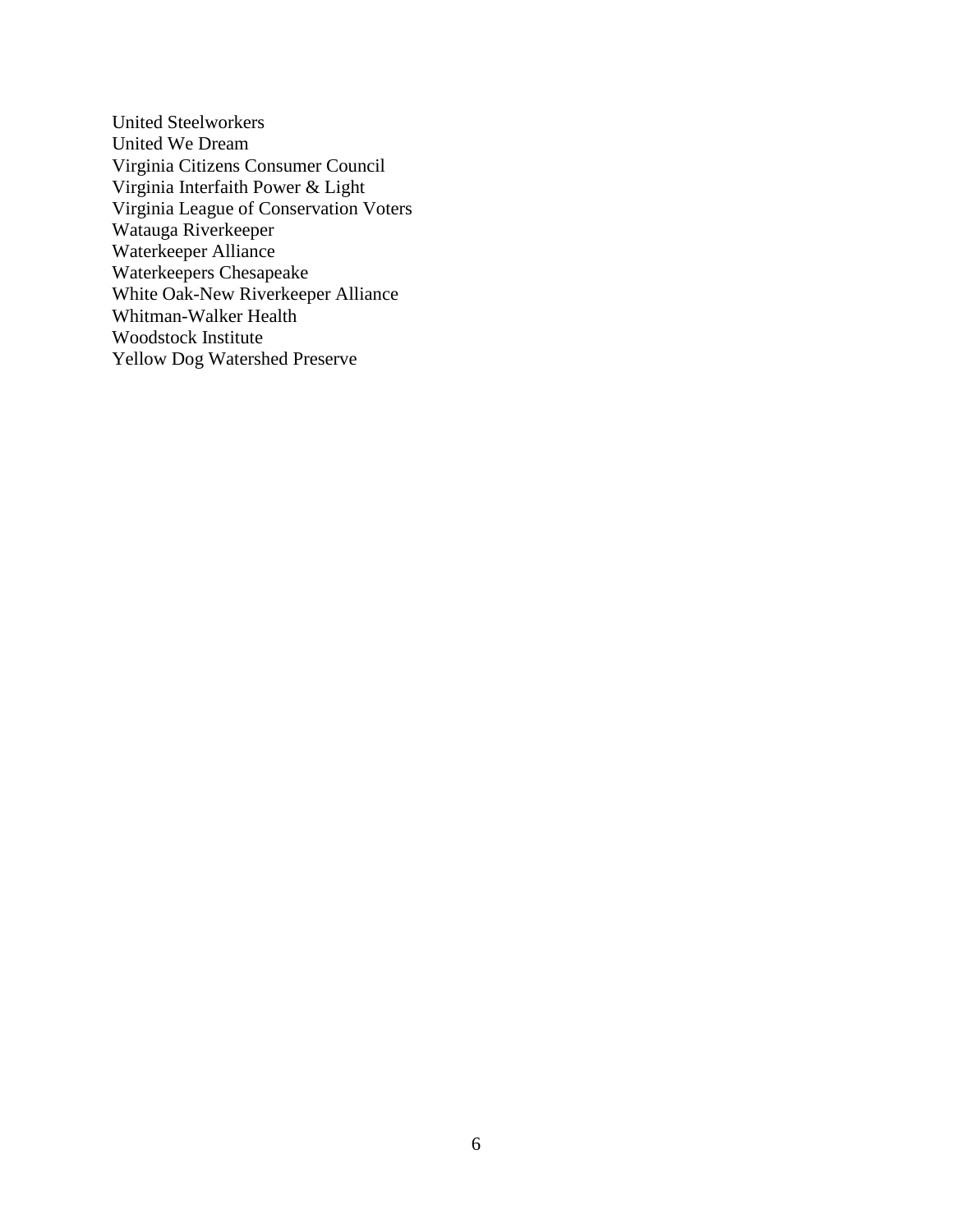United Steelworkers
United We Dream
Virginia Citizens Consumer Council
Virginia Interfaith Power & Light
Virginia League of Conservation Voters
Watauga Riverkeeper
Waterkeeper Alliance
Waterkeepers Chesapeake
White Oak-New Riverkeeper Alliance
Whitman-Walker Health
Woodstock Institute
Yellow Dog Watershed Preserve